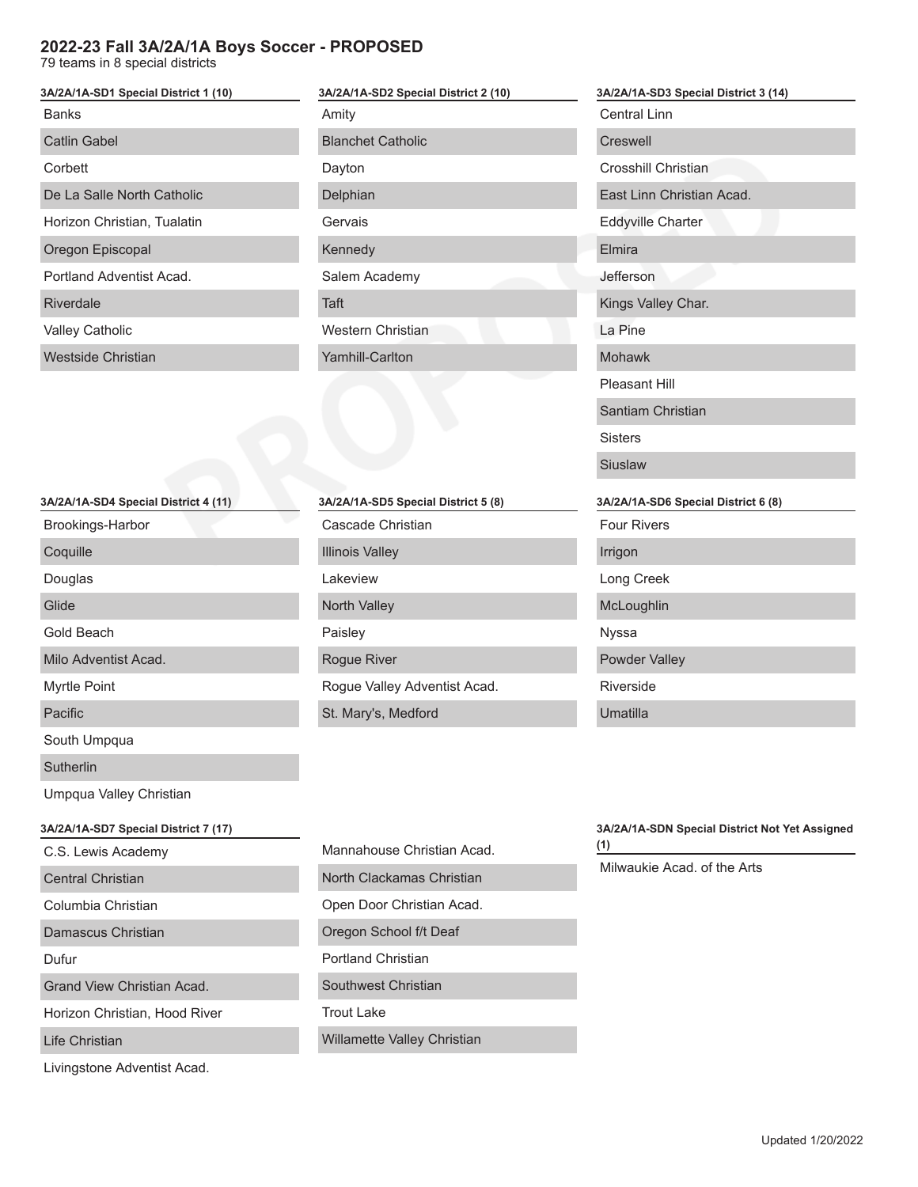# 2022-23 Fall 3A/2A/1A Boys Soccer - PROPOSED

79 teams in 8 special districts

### 3A/2A/1A-SD1 Special District 1 (10)

- Banks
- Catlin Gabel
- Corbett
- De La Salle North Catholic
- Horizon Christian, Tualatin
- Oregon Episcopal
- Portland Adventist Acad.
- Riverdale
- Valley Catholic
- Westside Christian

### 3A/2A/1A-SD2 Special District 2 (10)

- Amity
- Blanchet Catholic
- Dayton
- Delphian
- Gervais
- Kennedy
- Salem Academy
- Taft
- Western Christian
- Yamhill-Carlton

### 3A/2A/1A-SD3 Special District 3 (14)

- Central Linn
- Creswell
- Crosshill Christian
- East Linn Christian Acad.
- Eddyville Charter
- Elmira
- Jefferson
- Kings Valley Char.
- La Pine
- Mohawk
- Pleasant Hill
- Santiam Christian
- Sisters
- Siuslaw

### 3A/2A/1A-SD4 Special District 4 (11)

- Brookings-Harbor
- Coquille
- Douglas
- Glide
- Gold Beach
- Milo Adventist Acad.
- Myrtle Point
- Pacific
- South Umpqua
- Sutherlin
- Umpqua Valley Christian

### 3A/2A/1A-SD5 Special District 5 (8)

- Cascade Christian
- Illinois Valley
- Lakeview
- North Valley
- Paisley
- Rogue River
- Rogue Valley Adventist Acad.
- St. Mary's, Medford

### 3A/2A/1A-SD6 Special District 6 (8)

- Four Rivers
- Irrigon
- Long Creek
- McLoughlin
- Nyssa
- Powder Valley
- Riverside
- Umatilla

### 3A/2A/1A-SD7 Special District 7 (17)

- C.S. Lewis Academy
- Central Christian
- Columbia Christian
- Damascus Christian
- Dufur
- Grand View Christian Acad.
- Horizon Christian, Hood River
- Life Christian
- Livingstone Adventist Acad.
- Mannahouse Christian Acad.
- North Clackamas Christian
- Open Door Christian Acad.
- Oregon School f/t Deaf
- Portland Christian
- Southwest Christian
- Trout Lake
- Willamette Valley Christian

### 3A/2A/1A-SDN Special District Not Yet Assigned (1)

- Milwaukie Acad. of the Arts

Updated 1/20/2022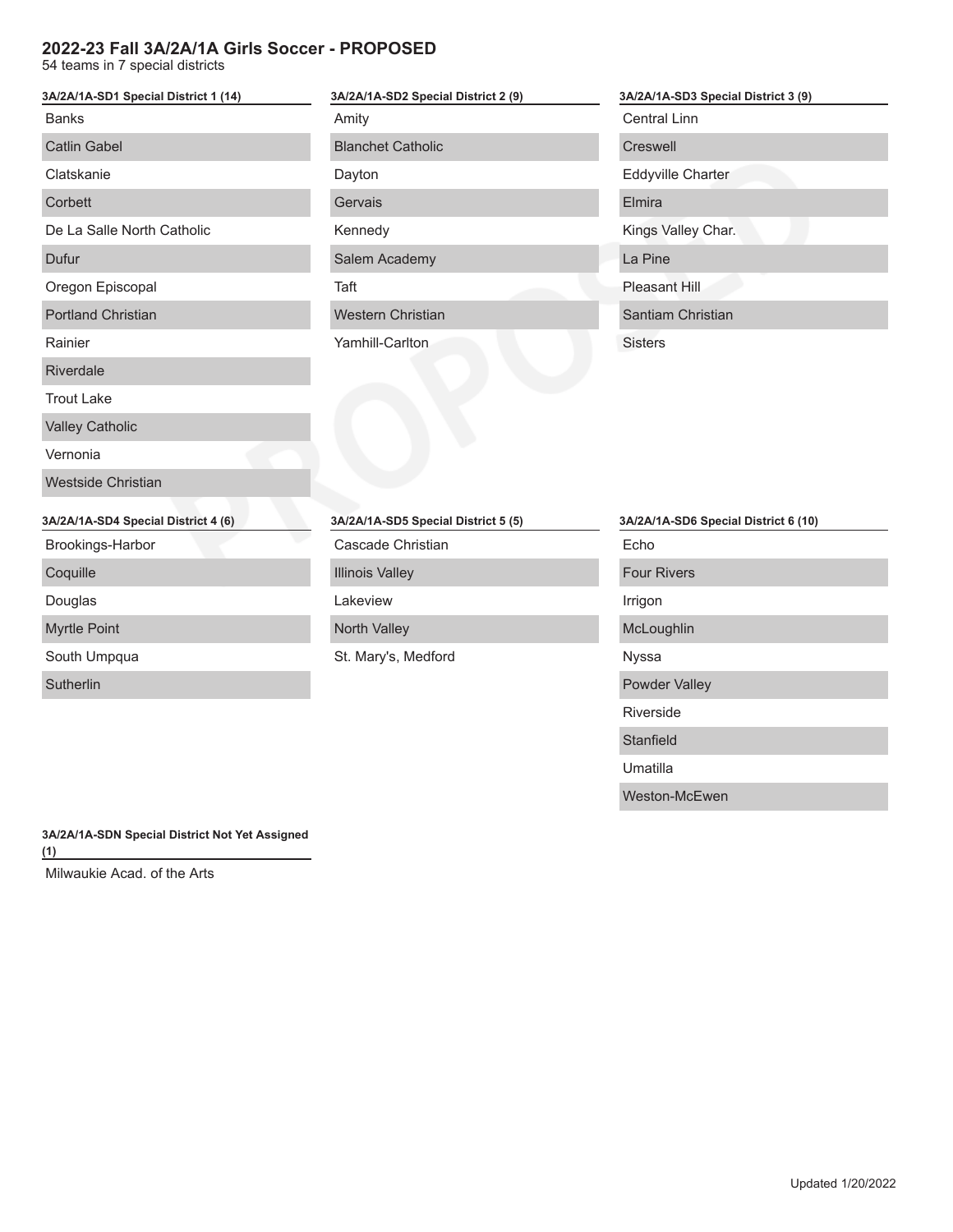# 2022-23 Fall 3A/2A/1A Girls Soccer - PROPOSED

54 teams in 7 special districts

### 3A/2A/1A-SD1 Special District 1 (14)

- Banks
- Catlin Gabel
- Clatskanie
- Corbett
- De La Salle North Catholic
- Dufur
- Oregon Episcopal
- Portland Christian
- Rainier
- Riverdale
- Trout Lake
- Valley Catholic
- Vernonia
- Westside Christian

### 3A/2A/1A-SD2 Special District 2 (9)

- Amity
- Blanchet Catholic
- Dayton
- Gervais
- Kennedy
- Salem Academy
- Taft
- Western Christian
- Yamhill-Carlton

### 3A/2A/1A-SD3 Special District 3 (9)

- Central Linn
- Creswell
- Eddyville Charter
- Elmira
- Kings Valley Char.
- La Pine
- Pleasant Hill
- Santiam Christian
- Sisters

### 3A/2A/1A-SD4 Special District 4 (6)

- Brookings-Harbor
- Coquille
- Douglas
- Myrtle Point
- South Umpqua
- Sutherlin

### 3A/2A/1A-SD5 Special District 5 (5)

- Cascade Christian
- Illinois Valley
- Lakeview
- North Valley
- St. Mary's, Medford

### 3A/2A/1A-SD6 Special District 6 (10)

- Echo
- Four Rivers
- Irrigon
- McLoughlin
- Nyssa
- Powder Valley
- Riverside
- Stanfield
- Umatilla
- Weston-McEwen

### 3A/2A/1A-SDN Special District Not Yet Assigned (1)

- Milwaukie Acad. of the Arts

Updated 1/20/2022